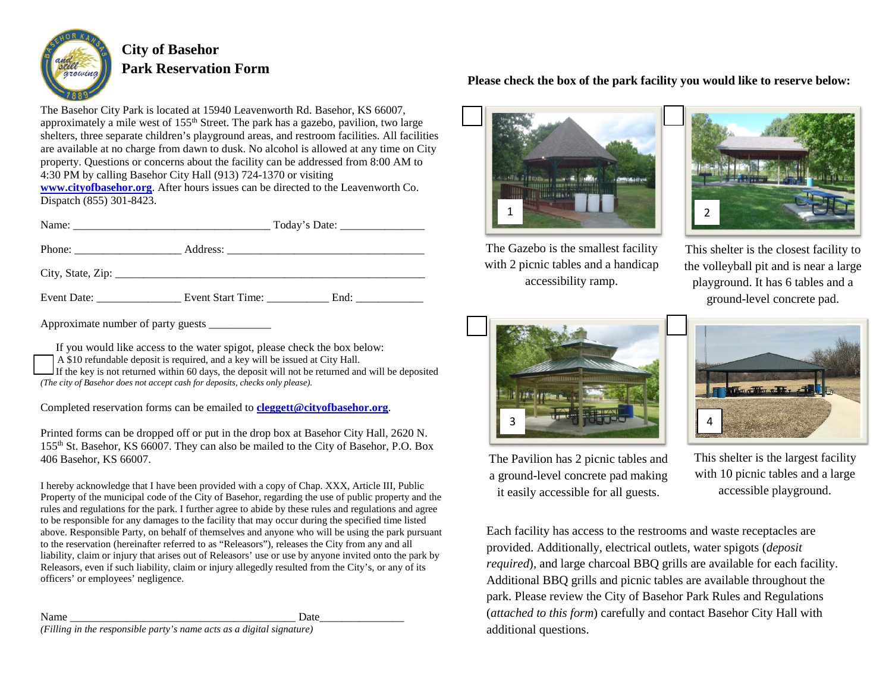# City of Basehor
## Park Reservation Form

The Basehor City Park is located at 15940 Leavenworth Rd. Basehor, KS 66007, approximately a mile west of 155th Street. The park has a gazebo, pavilion, two large shelters, three separate children's playground areas, and restroom facilities. All facilities are available at no charge from dawn to dusk. No alcohol is allowed at any time on City property. Questions or concerns about the facility can be addressed from 8:00 AM to 4:30 PM by calling Basehor City Hall (913) 724-1370 or visiting **www.cityofbasehor.org**. After hours issues can be directed to the Leavenworth Co. Dispatch (855) 301-8423.

Name: ___________________________________ Today's Date: _______________

Phone: ___________________ Address: ___________________________________

City, State, Zip: ___________________________________________________________

Event Date: _______________ Event Start Time: ___________ End: ____________

Approximate number of party guests ___________

If you would like access to the water spigot, please check the box below:

☐ A $10 refundable deposit is required, and a key will be issued at City Hall. If the key is not returned within 60 days, the deposit will not be returned and will be deposited

*(The city of Basehor does not accept cash for deposits, checks only please).*

Completed reservation forms can be emailed to **cleggett@cityofbasehor.org**.

Printed forms can be dropped off or put in the drop box at Basehor City Hall, 2620 N. 155th St. Basehor, KS 66007. They can also be mailed to the City of Basehor, P.O. Box 406 Basehor, KS 66007.

I hereby acknowledge that I have been provided with a copy of Chap. XXX, Article III, Public Property of the municipal code of the City of Basehor, regarding the use of public property and the rules and regulations for the park. I further agree to abide by these rules and regulations and agree to be responsible for any damages to the facility that may occur during the specified time listed above. Responsible Party, on behalf of themselves and anyone who will be using the park pursuant to the reservation (hereinafter referred to as "Releasors"), releases the City from any and all liability, claim or injury that arises out of Releasors' use or use by anyone invited onto the park by Releasors, even if such liability, claim or injury allegedly resulted from the City's, or any of its officers' or employees' negligence.

Name ________________________________________ Date_______________

*(Filling in the responsible party's name acts as a digital signature)*

**Please check the box of the park facility you would like to reserve below:**

☐ 1 — The Gazebo is the smallest facility with 2 picnic tables and a handicap accessibility ramp.

☐ 2 — This shelter is the closest facility to the volleyball pit and is near a large playground. It has 6 tables and a ground-level concrete pad.

☐ 3 — The Pavilion has 2 picnic tables and a ground-level concrete pad making it easily accessible for all guests.

☐ 4 — This shelter is the largest facility with 10 picnic tables and a large accessible playground.

Each facility has access to the restrooms and waste receptacles are provided. Additionally, electrical outlets, water spigots (*deposit required*), and large charcoal BBQ grills are available for each facility. Additional BBQ grills and picnic tables are available throughout the park. Please review the City of Basehor Park Rules and Regulations (*attached to this form*) carefully and contact Basehor City Hall with additional questions.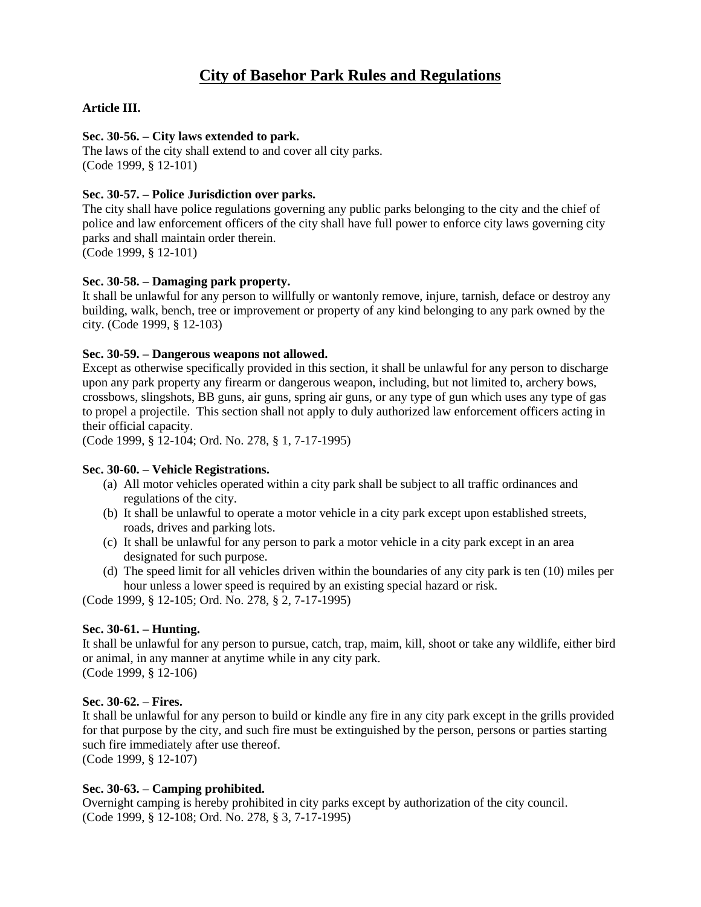# City of Basehor Park Rules and Regulations

**Article III.**

**Sec. 30-56. – City laws extended to park.**
The laws of the city shall extend to and cover all city parks.
(Code 1999, § 12-101)

**Sec. 30-57. – Police Jurisdiction over parks.**
The city shall have police regulations governing any public parks belonging to the city and the chief of police and law enforcement officers of the city shall have full power to enforce city laws governing city parks and shall maintain order therein.
(Code 1999, § 12-101)

**Sec. 30-58. – Damaging park property.**
It shall be unlawful for any person to willfully or wantonly remove, injure, tarnish, deface or destroy any building, walk, bench, tree or improvement or property of any kind belonging to any park owned by the city. (Code 1999, § 12-103)

**Sec. 30-59. – Dangerous weapons not allowed.**
Except as otherwise specifically provided in this section, it shall be unlawful for any person to discharge upon any park property any firearm or dangerous weapon, including, but not limited to, archery bows, crossbows, slingshots, BB guns, air guns, spring air guns, or any type of gun which uses any type of gas to propel a projectile. This section shall not apply to duly authorized law enforcement officers acting in their official capacity.
(Code 1999, § 12-104; Ord. No. 278, § 1, 7-17-1995)

**Sec. 30-60. – Vehicle Registrations.**

(a) All motor vehicles operated within a city park shall be subject to all traffic ordinances and regulations of the city.
(b) It shall be unlawful to operate a motor vehicle in a city park except upon established streets, roads, drives and parking lots.
(c) It shall be unlawful for any person to park a motor vehicle in a city park except in an area designated for such purpose.
(d) The speed limit for all vehicles driven within the boundaries of any city park is ten (10) miles per hour unless a lower speed is required by an existing special hazard or risk.

(Code 1999, § 12-105; Ord. No. 278, § 2, 7-17-1995)

**Sec. 30-61. – Hunting.**
It shall be unlawful for any person to pursue, catch, trap, maim, kill, shoot or take any wildlife, either bird or animal, in any manner at anytime while in any city park.
(Code 1999, § 12-106)

**Sec. 30-62. – Fires.**
It shall be unlawful for any person to build or kindle any fire in any city park except in the grills provided for that purpose by the city, and such fire must be extinguished by the person, persons or parties starting such fire immediately after use thereof.
(Code 1999, § 12-107)

**Sec. 30-63. – Camping prohibited.**
Overnight camping is hereby prohibited in city parks except by authorization of the city council.
(Code 1999, § 12-108; Ord. No. 278, § 3, 7-17-1995)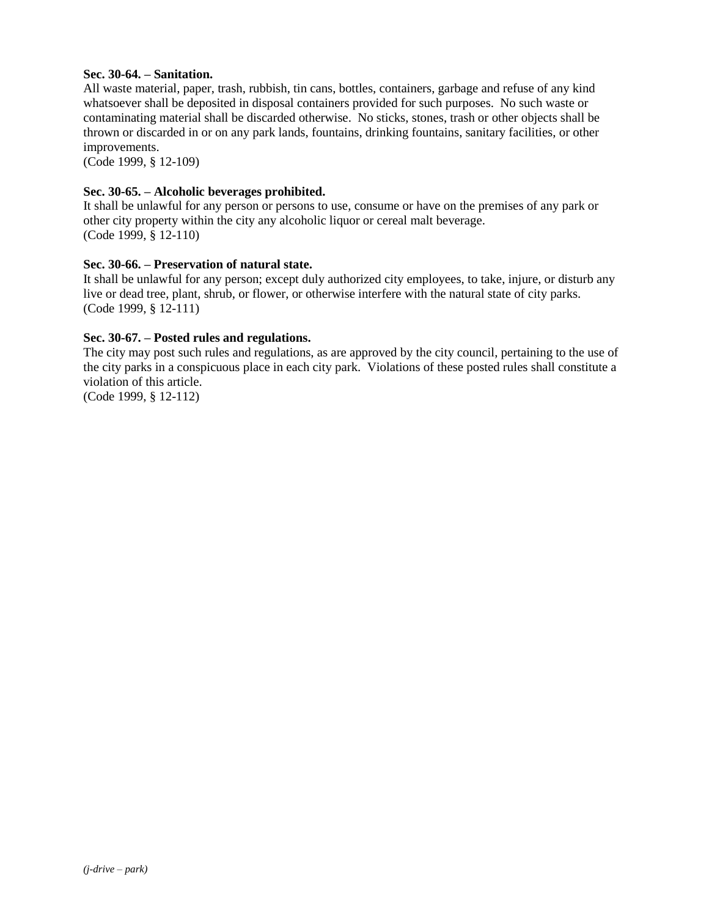**Sec. 30-64. – Sanitation.**
All waste material, paper, trash, rubbish, tin cans, bottles, containers, garbage and refuse of any kind whatsoever shall be deposited in disposal containers provided for such purposes. No such waste or contaminating material shall be discarded otherwise. No sticks, stones, trash or other objects shall be thrown or discarded in or on any park lands, fountains, drinking fountains, sanitary facilities, or other improvements.
(Code 1999, § 12-109)

**Sec. 30-65. – Alcoholic beverages prohibited.**
It shall be unlawful for any person or persons to use, consume or have on the premises of any park or other city property within the city any alcoholic liquor or cereal malt beverage.
(Code 1999, § 12-110)

**Sec. 30-66. – Preservation of natural state.**
It shall be unlawful for any person; except duly authorized city employees, to take, injure, or disturb any live or dead tree, plant, shrub, or flower, or otherwise interfere with the natural state of city parks.
(Code 1999, § 12-111)

**Sec. 30-67. – Posted rules and regulations.**
The city may post such rules and regulations, as are approved by the city council, pertaining to the use of the city parks in a conspicuous place in each city park. Violations of these posted rules shall constitute a violation of this article.
(Code 1999, § 12-112)

*(j-drive – park)*